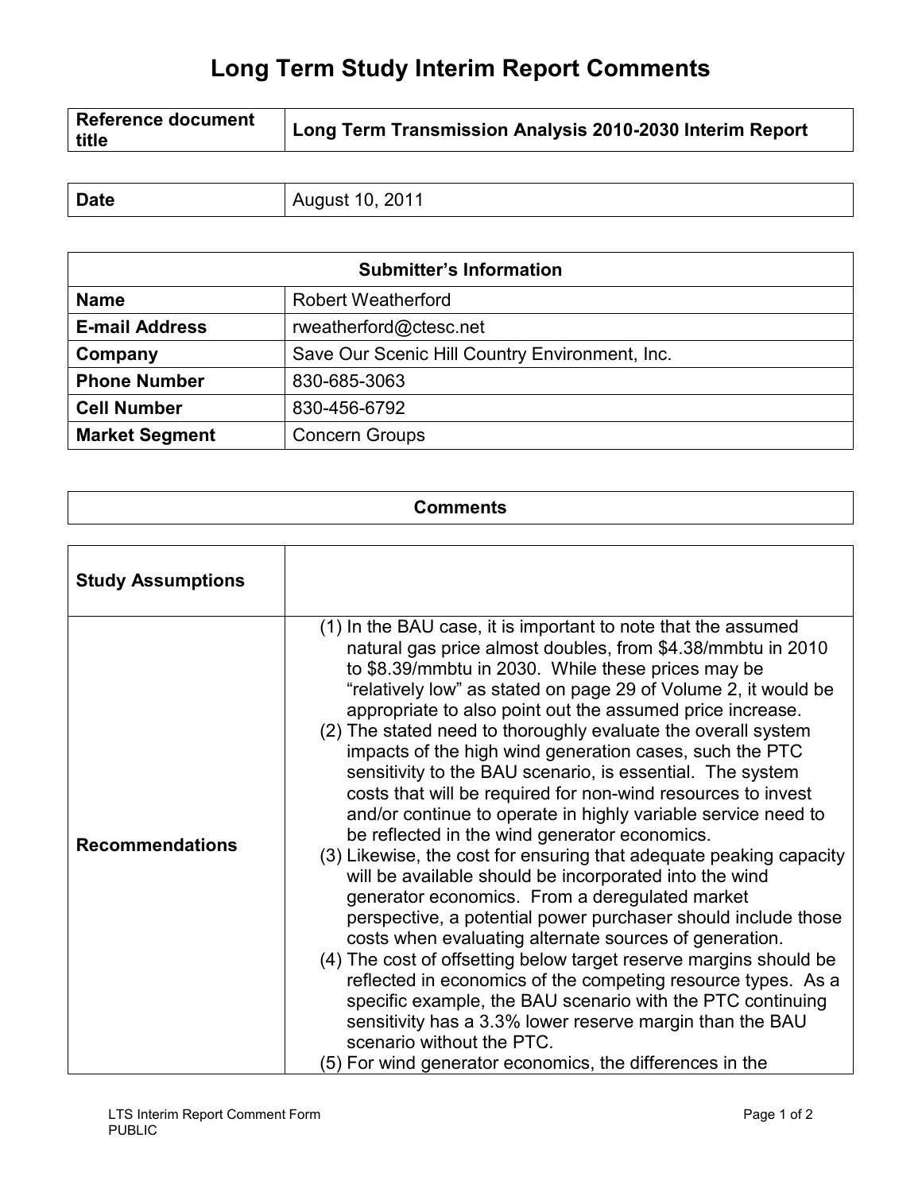# Long Term Study Interim Report Comments

| Reference document title | Long Term Transmission Analysis 2010-2030 Interim Report |
|---|---|

| Date | August 10, 2011 |
|---|---|

| Submitter's Information | |
|---|---|
| **Name** | Robert Weatherford |
| **E-mail Address** | rweatherford@ctesc.net |
| **Company** | Save Our Scenic Hill Country Environment, Inc. |
| **Phone Number** | 830-685-3063 |
| **Cell Number** | 830-456-6792 |
| **Market Segment** | Concern Groups |

| Comments |
|---|

| Study Assumptions | |
|---|---|
| **Recommendations** | (1) In the BAU case, it is important to note that the assumed natural gas price almost doubles, from $4.38/mmbtu in 2010 to $8.39/mmbtu in 2030. While these prices may be "relatively low" as stated on page 29 of Volume 2, it would be appropriate to also point out the assumed price increase.<br>(2) The stated need to thoroughly evaluate the overall system impacts of the high wind generation cases, such the PTC sensitivity to the BAU scenario, is essential. The system costs that will be required for non-wind resources to invest and/or continue to operate in highly variable service need to be reflected in the wind generator economics.<br>(3) Likewise, the cost for ensuring that adequate peaking capacity will be available should be incorporated into the wind generator economics. From a deregulated market perspective, a potential power purchaser should include those costs when evaluating alternate sources of generation.<br>(4) The cost of offsetting below target reserve margins should be reflected in economics of the competing resource types. As a specific example, the BAU scenario with the PTC continuing sensitivity has a 3.3% lower reserve margin than the BAU scenario without the PTC.<br>(5) For wind generator economics, the differences in the |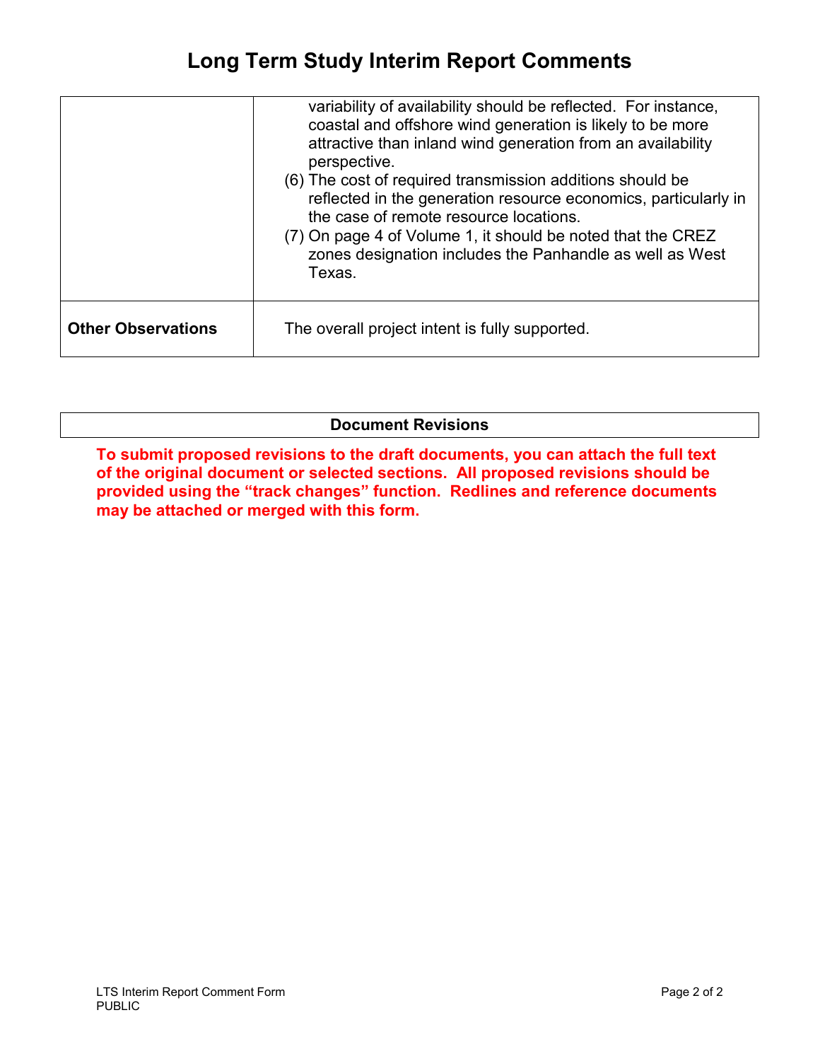# Long Term Study Interim Report Comments

| | |
|---|---|
| | variability of availability should be reflected. For instance, coastal and offshore wind generation is likely to be more attractive than inland wind generation from an availability perspective.<br>(6) The cost of required transmission additions should be reflected in the generation resource economics, particularly in the case of remote resource locations.<br>(7) On page 4 of Volume 1, it should be noted that the CREZ zones designation includes the Panhandle as well as West Texas. |
| **Other Observations** | The overall project intent is fully supported. |

| **Document Revisions** |
|---|

**To submit proposed revisions to the draft documents, you can attach the full text of the original document or selected sections. All proposed revisions should be provided using the "track changes" function. Redlines and reference documents may be attached or merged with this form.**

LTS Interim Report Comment Form
PUBLIC